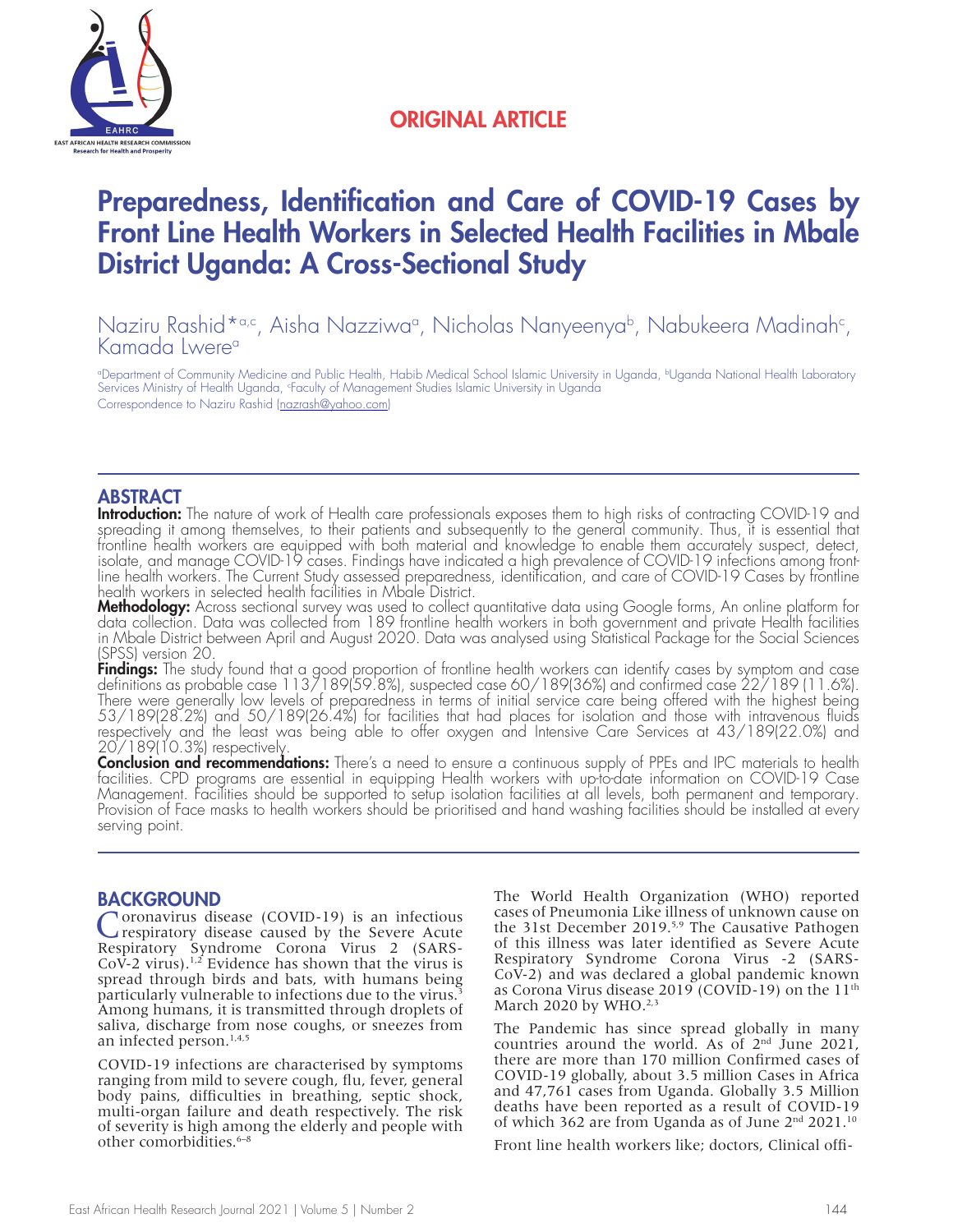ORIGINAL ARTICLE

# Preparedness, Identification and Care of COVID-19 Cases by Front Line Health Workers in Selected Health Facilities in Mbale District Uganda: A Cross-Sectional Study

Naziru Rashid*[a,c], Aisha Nazziwa[a], Nicholas Nanyeenya[b], Nabukeera Madinah[c], Kamada Lwere[a]

[a]Department of Community Medicine and Public Health, Habib Medical School Islamic University in Uganda, [b]Uganda National Health Laboratory Services Ministry of Health Uganda, [c]Faculty of Management Studies Islamic University in Uganda

Correspondence to Naziru Rashid (nazrash@yahoo.com)

## ABSTRACT

**Introduction:** The nature of work of Health care professionals exposes them to high risks of contracting COVID-19 and spreading it among themselves, to their patients and subsequently to the general community. Thus, it is essential that frontline health workers are equipped with both material and knowledge to enable them accurately suspect, detect, isolate, and manage COVID-19 cases. Findings have indicated a high prevalence of COVID-19 infections among front-line health workers. The Current Study assessed preparedness, identification, and care of COVID-19 Cases by frontline health workers in selected health facilities in Mbale District.

**Methodology:** Across sectional survey was used to collect quantitative data using Google forms, An online platform for data collection. Data was collected from 189 frontline health workers in both government and private Health facilities in Mbale District between April and August 2020. Data was analysed using Statistical Package for the Social Sciences (SPSS) version 20.

**Findings:** The study found that a good proportion of frontline health workers can identify cases by symptom and case definitions as probable case 113/189(59.8%), suspected case 60/189(36%) and confirmed case 22/189 (11.6%). There were generally low levels of preparedness in terms of initial service care being offered with the highest being 53/189(28.2%) and 50/189(26.4%) for facilities that had places for isolation and those with intravenous fluids respectively and the least was being able to offer oxygen and Intensive Care Services at 43/189(22.0%) and 20/189(10.3%) respectively.

**Conclusion and recommendations:** There's a need to ensure a continuous supply of PPEs and IPC materials to health facilities. CPD programs are essential in equipping Health workers with up-to-date information on COVID-19 Case Management. Facilities should be supported to setup isolation facilities at all levels, both permanent and temporary. Provision of Face masks to health workers should be prioritised and hand washing facilities should be installed at every serving point.

## BACKGROUND

Coronavirus disease (COVID-19) is an infectious respiratory disease caused by the Severe Acute Respiratory Syndrome Corona Virus 2 (SARS-CoV-2 virus).[1,2] Evidence has shown that the virus is spread through birds and bats, with humans being particularly vulnerable to infections due to the virus.[3] Among humans, it is transmitted through droplets of saliva, discharge from nose coughs, or sneezes from an infected person.[1,4,5]

COVID-19 infections are characterised by symptoms ranging from mild to severe cough, flu, fever, general body pains, difficulties in breathing, septic shock, multi-organ failure and death respectively. The risk of severity is high among the elderly and people with other comorbidities.[6–8]

The World Health Organization (WHO) reported cases of Pneumonia Like illness of unknown cause on the 31st December 2019.[5,9] The Causative Pathogen of this illness was later identified as Severe Acute Respiratory Syndrome Corona Virus -2 (SARS-CoV-2) and was declared a global pandemic known as Corona Virus disease 2019 (COVID-19) on the 11th March 2020 by WHO.[2,3]

The Pandemic has since spread globally in many countries around the world. As of 2nd June 2021, there are more than 170 million Confirmed cases of COVID-19 globally, about 3.5 million Cases in Africa and 47,761 cases from Uganda. Globally 3.5 Million deaths have been reported as a result of COVID-19 of which 362 are from Uganda as of June 2nd 2021.[10]

Front line health workers like; doctors, Clinical offi-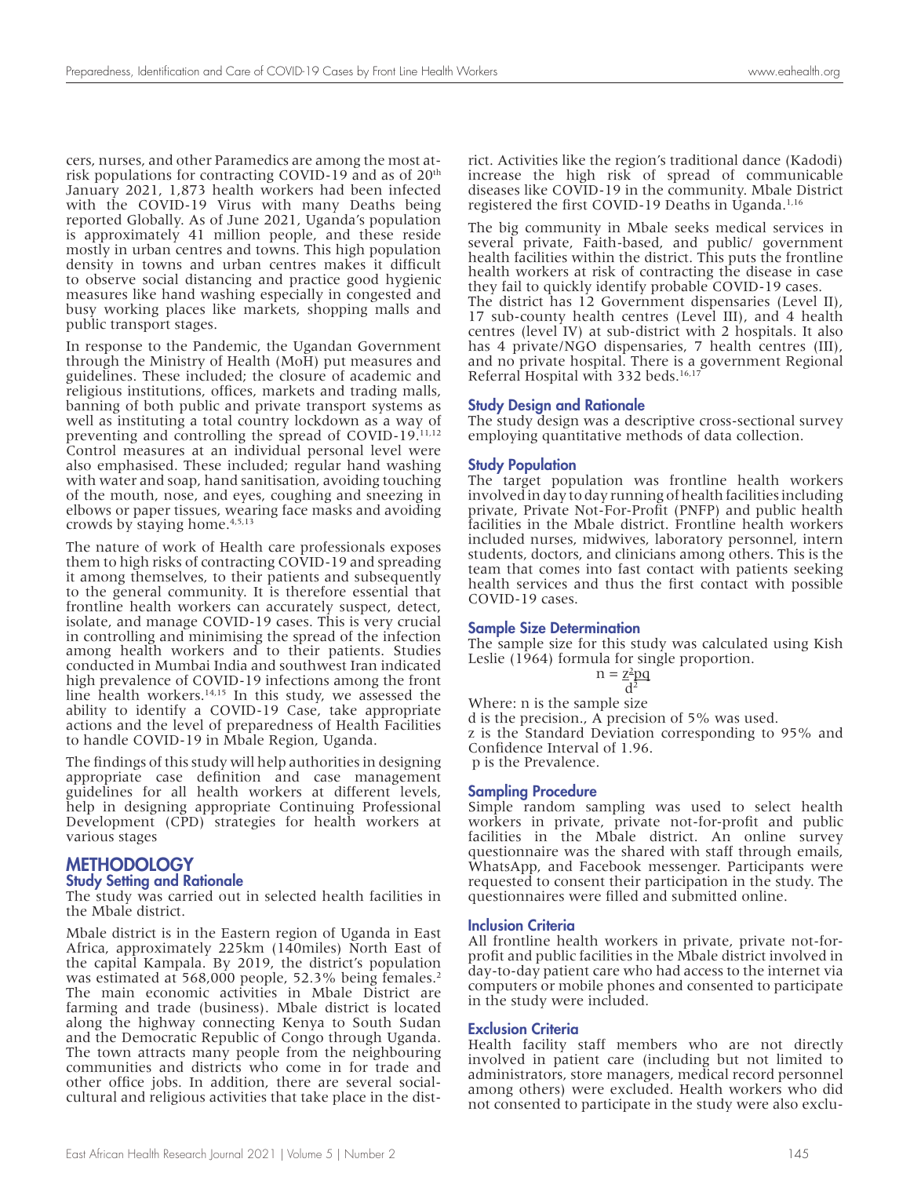cers, nurses, and other Paramedics are among the most at-risk populations for contracting COVID-19 and as of 20th January 2021, 1,873 health workers had been infected with the COVID-19 Virus with many Deaths being reported Globally. As of June 2021, Uganda's population is approximately 41 million people, and these reside mostly in urban centres and towns. This high population density in towns and urban centres makes it difficult to observe social distancing and practice good hygienic measures like hand washing especially in congested and busy working places like markets, shopping malls and public transport stages.

In response to the Pandemic, the Ugandan Government through the Ministry of Health (MoH) put measures and guidelines. These included; the closure of academic and religious institutions, offices, markets and trading malls, banning of both public and private transport systems as well as instituting a total country lockdown as a way of preventing and controlling the spread of COVID-19.[11,12] Control measures at an individual personal level were also emphasised. These included; regular hand washing with water and soap, hand sanitisation, avoiding touching of the mouth, nose, and eyes, coughing and sneezing in elbows or paper tissues, wearing face masks and avoiding crowds by staying home.[4,5,13]

The nature of work of Health care professionals exposes them to high risks of contracting COVID-19 and spreading it among themselves, to their patients and subsequently to the general community. It is therefore essential that frontline health workers can accurately suspect, detect, isolate, and manage COVID-19 cases. This is very crucial in controlling and minimising the spread of the infection among health workers and to their patients. Studies conducted in Mumbai India and southwest Iran indicated high prevalence of COVID-19 infections among the front line health workers.[14,15] In this study, we assessed the ability to identify a COVID-19 Case, take appropriate actions and the level of preparedness of Health Facilities to handle COVID-19 in Mbale Region, Uganda.

The findings of this study will help authorities in designing appropriate case definition and case management guidelines for all health workers at different levels, help in designing appropriate Continuing Professional Development (CPD) strategies for health workers at various stages

## METHODOLOGY

### Study Setting and Rationale

The study was carried out in selected health facilities in the Mbale district.

Mbale district is in the Eastern region of Uganda in East Africa, approximately 225km (140miles) North East of the capital Kampala. By 2019, the district's population was estimated at 568,000 people, 52.3% being females.[2] The main economic activities in Mbale District are farming and trade (business). Mbale district is located along the highway connecting Kenya to South Sudan and the Democratic Republic of Congo through Uganda. The town attracts many people from the neighbouring communities and districts who come in for trade and other office jobs. In addition, there are several social-cultural and religious activities that take place in the district. Activities like the region's traditional dance (Kadodi) increase the high risk of spread of communicable diseases like COVID-19 in the community. Mbale District registered the first COVID-19 Deaths in Uganda.[1,16]

The big community in Mbale seeks medical services in several private, Faith-based, and public/ government health facilities within the district. This puts the frontline health workers at risk of contracting the disease in case they fail to quickly identify probable COVID-19 cases.
The district has 12 Government dispensaries (Level II), 17 sub-county health centres (Level III), and 4 health centres (level IV) at sub-district with 2 hospitals. It also has 4 private/NGO dispensaries, 7 health centres (III), and no private hospital. There is a government Regional Referral Hospital with 332 beds.[16,17]

### Study Design and Rationale

The study design was a descriptive cross-sectional survey employing quantitative methods of data collection.

### Study Population

The target population was frontline health workers involved in day to day running of health facilities including private, Private Not-For-Profit (PNFP) and public health facilities in the Mbale district. Frontline health workers included nurses, midwives, laboratory personnel, intern students, doctors, and clinicians among others. This is the team that comes into fast contact with patients seeking health services and thus the first contact with possible COVID-19 cases.

### Sample Size Determination

The sample size for this study was calculated using Kish Leslie (1964) formula for single proportion.

$$n = \frac{z^2pq}{d^2}$$

Where: n is the sample size
d is the precision., A precision of 5% was used.
z is the Standard Deviation corresponding to 95% and Confidence Interval of 1.96.
p is the Prevalence.

### Sampling Procedure

Simple random sampling was used to select health workers in private, private not-for-profit and public facilities in the Mbale district. An online survey questionnaire was the shared with staff through emails, WhatsApp, and Facebook messenger. Participants were requested to consent their participation in the study. The questionnaires were filled and submitted online.

### Inclusion Criteria

All frontline health workers in private, private not-for-profit and public facilities in the Mbale district involved in day-to-day patient care who had access to the internet via computers or mobile phones and consented to participate in the study were included.

### Exclusion Criteria

Health facility staff members who are not directly involved in patient care (including but not limited to administrators, store managers, medical record personnel among others) were excluded. Health workers who did not consented to participate in the study were also exclu-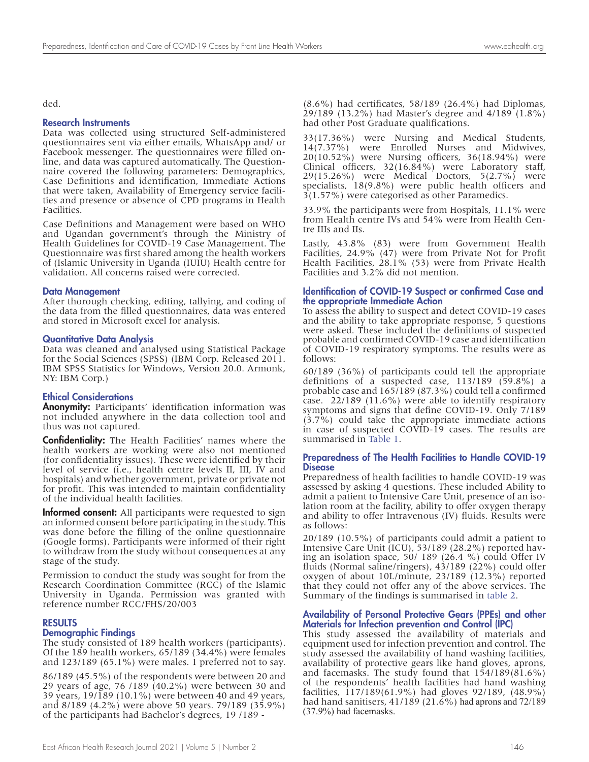ded.

### Research Instruments

Data was collected using structured Self-administered questionnaires sent via either emails, WhatsApp and/ or Facebook messenger. The questionnaires were filled online, and data was captured automatically. The Questionnaire covered the following parameters: Demographics, Case Definitions and identification, Immediate Actions that were taken, Availability of Emergency service facilities and presence or absence of CPD programs in Health Facilities.

Case Definitions and Management were based on WHO and Ugandan government's through the Ministry of Health Guidelines for COVID-19 Case Management. The Questionnaire was first shared among the health workers of (Islamic University in Uganda (IUIU) Health centre for validation. All concerns raised were corrected.

### Data Management

After thorough checking, editing, tallying, and coding of the data from the filled questionnaires, data was entered and stored in Microsoft excel for analysis.

### Quantitative Data Analysis

Data was cleaned and analysed using Statistical Package for the Social Sciences (SPSS) (IBM Corp. Released 2011. IBM SPSS Statistics for Windows, Version 20.0. Armonk, NY: IBM Corp.)

### Ethical Considerations

**Anonymity:** Participants' identification information was not included anywhere in the data collection tool and thus was not captured.

**Confidentiality:** The Health Facilities' names where the health workers are working were also not mentioned (for confidentiality issues). These were identified by their level of service (i.e., health centre levels II, III, IV and hospitals) and whether government, private or private not for profit. This was intended to maintain confidentiality of the individual health facilities.

**Informed consent:** All participants were requested to sign an informed consent before participating in the study. This was done before the filling of the online questionnaire (Google forms). Participants were informed of their right to withdraw from the study without consequences at any stage of the study.

Permission to conduct the study was sought for from the Research Coordination Committee (RCC) of the Islamic University in Uganda. Permission was granted with reference number RCC/FHS/20/003

## RESULTS

### Demographic Findings

The study consisted of 189 health workers (participants). Of the 189 health workers, 65/189 (34.4%) were females and 123/189 (65.1%) were males. 1 preferred not to say.

86/189 (45.5%) of the respondents were between 20 and 29 years of age, 76 /189 (40.2%) were between 30 and 39 years, 19/189 (10.1%) were between 40 and 49 years, and 8/189 (4.2%) were above 50 years. 79/189 (35.9%) of the participants had Bachelor's degrees, 19 /189 - (8.6%) had certificates, 58/189 (26.4%) had Diplomas, 29/189 (13.2%) had Master's degree and 4/189 (1.8%) had other Post Graduate qualifications.

33(17.36%) were Nursing and Medical Students, 14(7.37%) were Enrolled Nurses and Midwives, 20(10.52%) were Nursing officers, 36(18.94%) were Clinical officers, 32(16.84%) were Laboratory staff, 29(15.26%) were Medical Doctors, 5(2.7%) were specialists, 18(9.8%) were public health officers and 3(1.57%) were categorised as other Paramedics.

33.9% the participants were from Hospitals, 11.1% were from Health centre IVs and 54% were from Health Centre IIIs and IIs.

Lastly, 43.8% (83) were from Government Health Facilities, 24.9% (47) were from Private Not for Profit Health Facilities, 28.1% (53) were from Private Health Facilities and 3.2% did not mention.

### Identification of COVID-19 Suspect or confirmed Case and the appropriate Immediate Action

To assess the ability to suspect and detect COVID-19 cases and the ability to take appropriate response, 5 questions were asked. These included the definitions of suspected probable and confirmed COVID-19 case and identification of COVID-19 respiratory symptoms. The results were as follows:

60/189 (36%) of participants could tell the appropriate definitions of a suspected case, 113/189 (59.8%) a probable case and 165/189 (87.3%) could tell a confirmed case. 22/189 (11.6%) were able to identify respiratory symptoms and signs that define COVID-19. Only 7/189 (3.7%) could take the appropriate immediate actions in case of suspected COVID-19 cases. The results are summarised in Table 1.

### Preparedness of The Health Facilities to Handle COVID-19 Disease

Preparedness of health facilities to handle COVID-19 was assessed by asking 4 questions. These included Ability to admit a patient to Intensive Care Unit, presence of an isolation room at the facility, ability to offer oxygen therapy and ability to offer Intravenous (IV) fluids. Results were as follows:

20/189 (10.5%) of participants could admit a patient to Intensive Care Unit (ICU), 53/189 (28.2%) reported having an isolation space, 50/ 189 (26.4 %) could Offer IV fluids (Normal saline/ringers), 43/189 (22%) could offer oxygen of about 10L/minute, 23/189 (12.3%) reported that they could not offer any of the above services. The Summary of the findings is summarised in table 2.

### Availability of Personal Protective Gears (PPEs) and other Materials for Infection prevention and Control (IPC)

This study assessed the availability of materials and equipment used for infection prevention and control. The study assessed the availability of hand washing facilities, availability of protective gears like hand gloves, aprons, and facemasks. The study found that 154/189(81.6%) of the respondents' health facilities had hand washing facilities, 117/189(61.9%) had gloves 92/189, (48.9%) had hand sanitisers, 41/189 (21.6%) had aprons and 72/189 (37.9%) had facemasks.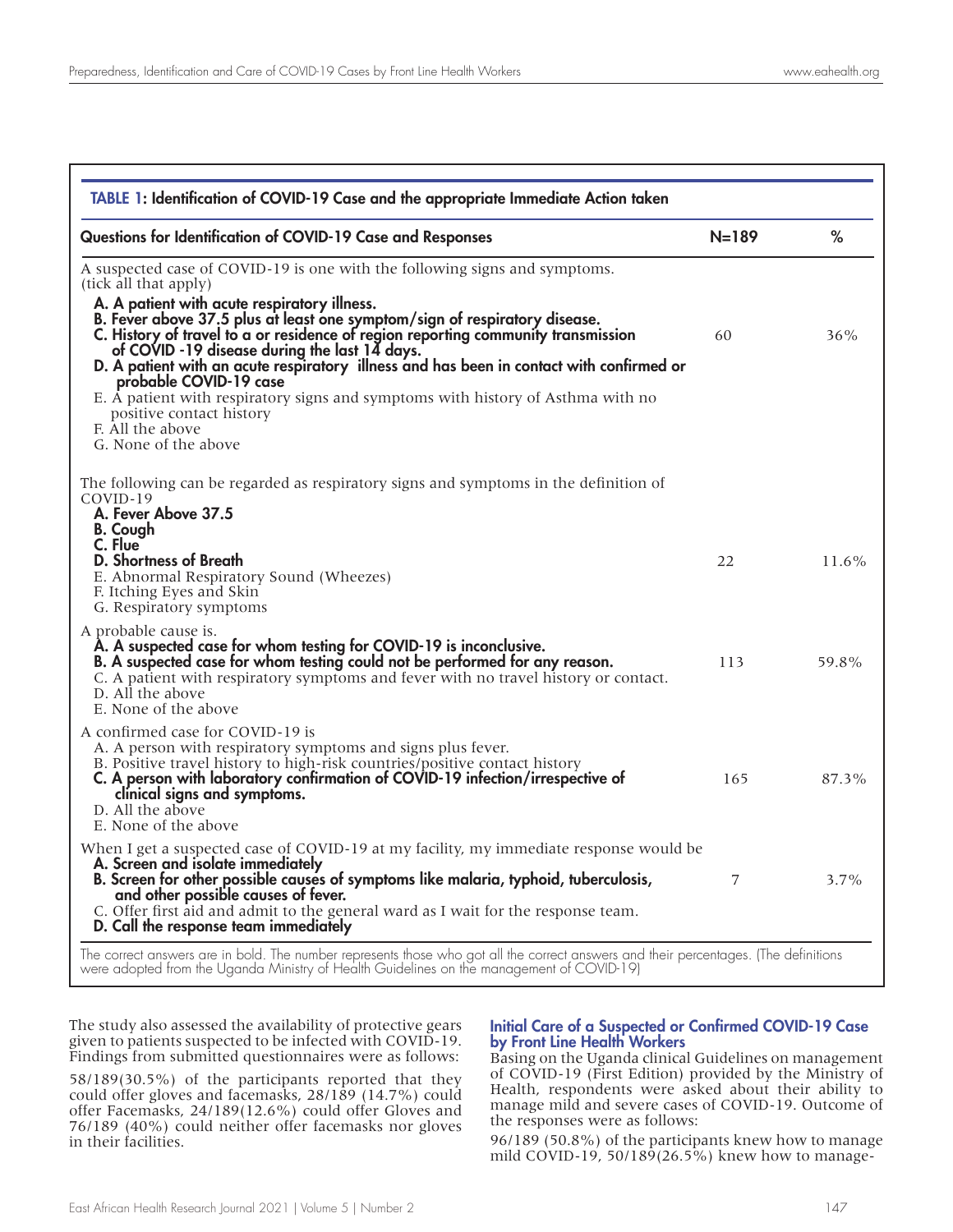**TABLE 1: Identification of COVID-19 Case and the appropriate Immediate Action taken**

| Questions for Identification of COVID-19 Case and Responses | N=189 | % |
|---|---|---|
| A suspected case of COVID-19 is one with the following signs and symptoms. (tick all that apply)<br>**A. A patient with acute respiratory illness.**<br>**B. Fever above 37.5 plus at least one symptom/sign of respiratory disease.**<br>**C. History of travel to a or residence of region reporting community transmission of COVID -19 disease during the last 14 days.**<br>**D. A patient with an acute respiratory illness and has been in contact with confirmed or probable COVID-19 case**<br>E. A patient with respiratory signs and symptoms with history of Asthma with no positive contact history<br>F. All the above<br>G. None of the above | 60 | 36% |
| The following can be regarded as respiratory signs and symptoms in the definition of COVID-19<br>**A. Fever Above 37.5**<br>**B. Cough**<br>**C. Flue**<br>**D. Shortness of Breath**<br>E. Abnormal Respiratory Sound (Wheezes)<br>F. Itching Eyes and Skin<br>G. Respiratory symptoms | 22 | 11.6% |
| A probable cause is.<br>**A. A suspected case for whom testing for COVID-19 is inconclusive.**<br>**B. A suspected case for whom testing could not be performed for any reason.**<br>C. A patient with respiratory symptoms and fever with no travel history or contact.<br>D. All the above<br>E. None of the above | 113 | 59.8% |
| A confirmed case for COVID-19 is<br>A. A person with respiratory symptoms and signs plus fever.<br>B. Positive travel history to high-risk countries/positive contact history<br>**C. A person with laboratory confirmation of COVID-19 infection/irrespective of clinical signs and symptoms.**<br>D. All the above<br>E. None of the above | 165 | 87.3% |
| When I get a suspected case of COVID-19 at my facility, my immediate response would be<br>**A. Screen and isolate immediately**<br>**B. Screen for other possible causes of symptoms like malaria, typhoid, tuberculosis, and other possible causes of fever.**<br>C. Offer first aid and admit to the general ward as I wait for the response team.<br>**D. Call the response team immediately** | 7 | 3.7% |

The correct answers are in bold. The number represents those who got all the correct answers and their percentages. (The definitions were adopted from the Uganda Ministry of Health Guidelines on the management of COVID-19)

The study also assessed the availability of protective gears given to patients suspected to be infected with COVID-19. Findings from submitted questionnaires were as follows:

58/189(30.5%) of the participants reported that they could offer gloves and facemasks, 28/189 (14.7%) could offer Facemasks, 24/189(12.6%) could offer Gloves and 76/189 (40%) could neither offer facemasks nor gloves in their facilities.

### Initial Care of a Suspected or Confirmed COVID-19 Case by Front Line Health Workers

Basing on the Uganda clinical Guidelines on management of COVID-19 (First Edition) provided by the Ministry of Health, respondents were asked about their ability to manage mild and severe cases of COVID-19. Outcome of the responses were as follows:

96/189 (50.8%) of the participants knew how to manage mild COVID-19, 50/189(26.5%) knew how to manage-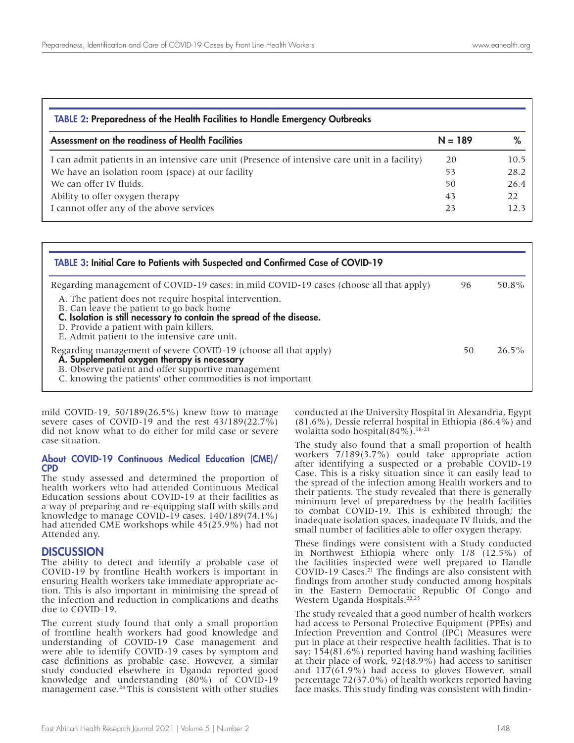**TABLE 2: Preparedness of the Health Facilities to Handle Emergency Outbreaks**

| Assessment on the readiness of Health Facilities | N = 189 | % |
|---|---|---|
| I can admit patients in an intensive care unit (Presence of intensive care unit in a facility) | 20 | 10.5 |
| We have an isolation room (space) at our facility | 53 | 28.2 |
| We can offer IV fluids. | 50 | 26.4 |
| Ability to offer oxygen therapy | 43 | 22 |
| I cannot offer any of the above services | 23 | 12.3 |

**TABLE 3: Initial Care to Patients with Suspected and Confirmed Case of COVID-19**

| | | |
|---|---|---|
| Regarding management of COVID-19 cases: in mild COVID-19 cases (choose all that apply)<br>A. The patient does not require hospital intervention.<br>B. Can leave the patient to go back home<br>**C. Isolation is still necessary to contain the spread of the disease.**<br>D. Provide a patient with pain killers.<br>E. Admit patient to the intensive care unit. | 96 | 50.8% |
| Regarding management of severe COVID-19 (choose all that apply)<br>**A. Supplemental oxygen therapy is necessary**<br>B. Observe patient and offer supportive management<br>C. knowing the patients' other commodities is not important | 50 | 26.5% |

mild COVID-19, 50/189(26.5%) knew how to manage severe cases of COVID-19 and the rest 43/189(22.7%) did not know what to do either for mild case or severe case situation.

### About COVID-19 Continuous Medical Education (CME)/CPD

The study assessed and determined the proportion of health workers who had attended Continuous Medical Education sessions about COVID-19 at their facilities as a way of preparing and re-equipping staff with skills and knowledge to manage COVID-19 cases. 140/189(74.1%) had attended CME workshops while 45(25.9%) had not Attended any.

## DISCUSSION

The ability to detect and identify a probable case of COVID-19 by frontline Health workers is important in ensuring Health workers take immediate appropriate action. This is also important in minimising the spread of the infection and reduction in complications and deaths due to COVID-19.

The current study found that only a small proportion of frontline health workers had good knowledge and understanding of COVID-19 Case management and were able to identify COVID-19 cases by symptom and case definitions as probable case. However, a similar study conducted elsewhere in Uganda reported good knowledge and understanding (80%) of COVID-19 management case.[24] This is consistent with other studies conducted at the University Hospital in Alexandria, Egypt (81.6%), Dessie referral hospital in Ethiopia (86.4%) and wolaitta sodo hospital(84%).[18-21]

The study also found that a small proportion of health workers 7/189(3.7%) could take appropriate action after identifying a suspected or a probable COVID-19 Case. This is a risky situation since it can easily lead to the spread of the infection among Health workers and to their patients. The study revealed that there is generally minimum level of preparedness by the health facilities to combat COVID-19. This is exhibited through; the inadequate isolation spaces, inadequate IV fluids, and the small number of facilities able to offer oxygen therapy.

These findings were consistent with a Study conducted in Northwest Ethiopia where only 1/8 (12.5%) of the facilities inspected were well prepared to Handle COVID-19 Cases.[21] The findings are also consistent with findings from another study conducted among hospitals in the Eastern Democratic Republic Of Congo and Western Uganda Hospitals.[22,25]

The study revealed that a good number of health workers had access to Personal Protective Equipment (PPEs) and Infection Prevention and Control (IPC) Measures were put in place at their respective health facilities. That is to say; 154(81.6%) reported having hand washing facilities at their place of work, 92(48.9%) had access to sanitiser and 117(61.9%) had access to gloves However, small percentage 72(37.0%) of health workers reported having face masks. This study finding was consistent with findin-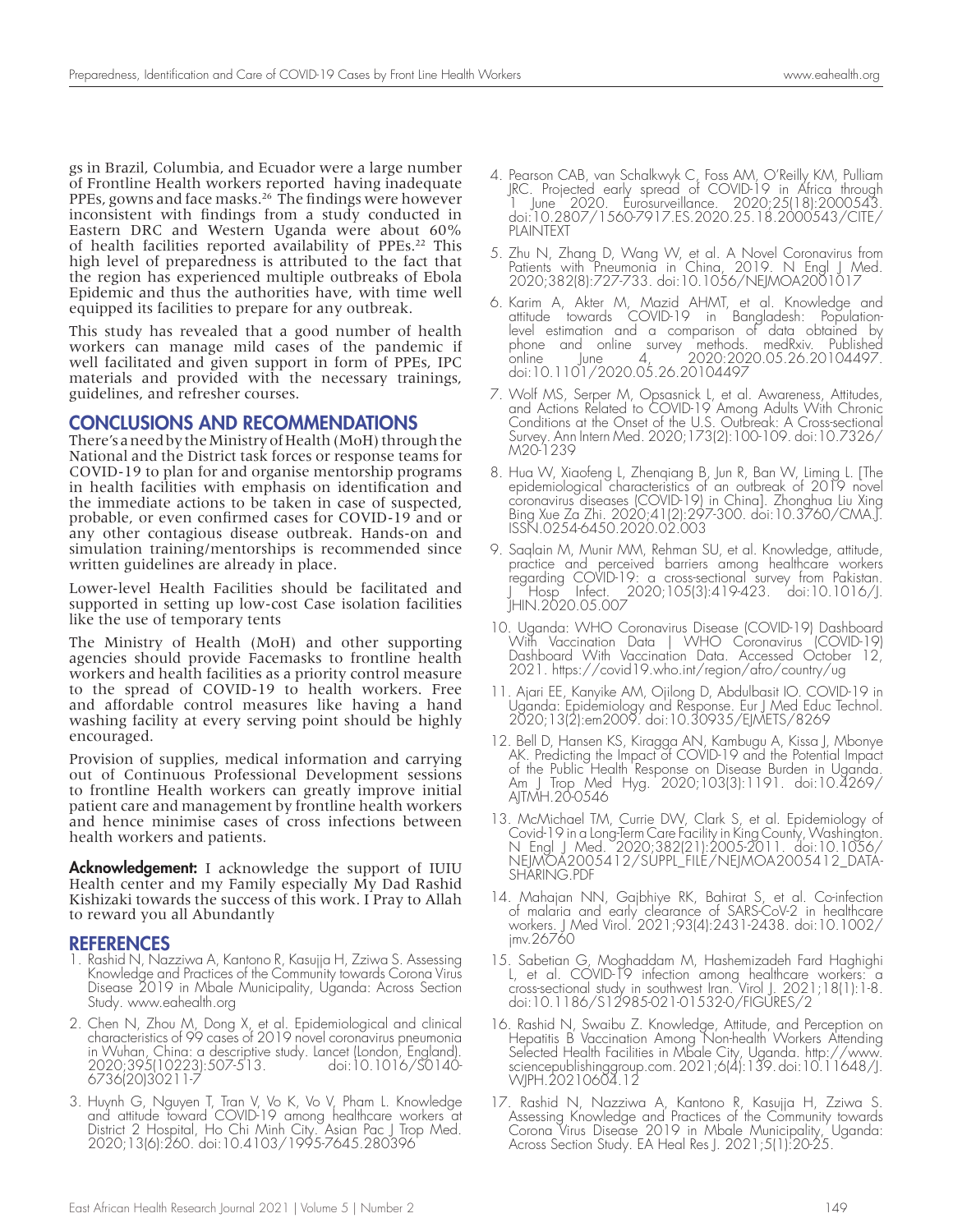gs in Brazil, Columbia, and Ecuador were a large number of Frontline Health workers reported having inadequate PPEs, gowns and face masks.[26] The findings were however inconsistent with findings from a study conducted in Eastern DRC and Western Uganda were about 60% of health facilities reported availability of PPEs.[22] This high level of preparedness is attributed to the fact that the region has experienced multiple outbreaks of Ebola Epidemic and thus the authorities have, with time well equipped its facilities to prepare for any outbreak.

This study has revealed that a good number of health workers can manage mild cases of the pandemic if well facilitated and given support in form of PPEs, IPC materials and provided with the necessary trainings, guidelines, and refresher courses.

## CONCLUSIONS AND RECOMMENDATIONS

There's a need by the Ministry of Health (MoH) through the National and the District task forces or response teams for COVID-19 to plan for and organise mentorship programs in health facilities with emphasis on identification and the immediate actions to be taken in case of suspected, probable, or even confirmed cases for COVID-19 and or any other contagious disease outbreak. Hands-on and simulation training/mentorships is recommended since written guidelines are already in place.

Lower-level Health Facilities should be facilitated and supported in setting up low-cost Case isolation facilities like the use of temporary tents

The Ministry of Health (MoH) and other supporting agencies should provide Facemasks to frontline health workers and health facilities as a priority control measure to the spread of COVID-19 to health workers. Free and affordable control measures like having a hand washing facility at every serving point should be highly encouraged.

Provision of supplies, medical information and carrying out of Continuous Professional Development sessions to frontline Health workers can greatly improve initial patient care and management by frontline health workers and hence minimise cases of cross infections between health workers and patients.

**Acknowledgement:** I acknowledge the support of IUIU Health center and my Family especially My Dad Rashid Kishizaki towards the success of this work. I Pray to Allah to reward you all Abundantly

## REFERENCES

1. Rashid N, Nazziwa A, Kantono R, Kasujja H, Zziwa S. Assessing Knowledge and Practices of the Community towards Corona Virus Disease 2019 in Mbale Municipality, Uganda: Across Section Study. www.eahealth.org
2. Chen N, Zhou M, Dong X, et al. Epidemiological and clinical characteristics of 99 cases of 2019 novel coronavirus pneumonia in Wuhan, China: a descriptive study. Lancet (London, England). 2020;395(10223):507-513. doi:10.1016/S0140-6736(20)30211-7
3. Huynh G, Nguyen T, Tran V, Vo K, Vo V, Pham L. Knowledge and attitude toward COVID-19 among healthcare workers at District 2 Hospital, Ho Chi Minh City. Asian Pac J Trop Med. 2020;13(6):260. doi:10.4103/1995-7645.280396
4. Pearson CAB, van Schalkwyk C, Foss AM, O'Reilly KM, Pulliam JRC. Projected early spread of COVID-19 in Africa through 1 June 2020. Eurosurveillance. 2020;25(18):2000543. doi:10.2807/1560-7917.ES.2020.25.18.2000543/CITE/PLAINTEXT
5. Zhu N, Zhang D, Wang W, et al. A Novel Coronavirus from Patients with Pneumonia in China, 2019. N Engl J Med. 2020;382(8):727-733. doi:10.1056/NEJMOA2001017
6. Karim A, Akter M, Mazid AHMT, et al. Knowledge and attitude towards COVID-19 in Bangladesh: Population-level estimation and a comparison of data obtained by phone and online survey methods. medRxiv. Published online June 4, 2020:2020.05.26.20104497. doi:10.1101/2020.05.26.20104497
7. Wolf MS, Serper M, Opsasnick L, et al. Awareness, Attitudes, and Actions Related to COVID-19 Among Adults With Chronic Conditions at the Onset of the U.S. Outbreak: A Cross-sectional Survey. Ann Intern Med. 2020;173(2):100-109. doi:10.7326/M20-1239
8. Hua W, Xiaofeng L, Zhenqiang B, Jun R, Ban W, Liming L. [The epidemiological characteristics of an outbreak of 2019 novel coronavirus diseases (COVID-19) in China]. Zhonghua Liu Xing Bing Xue Za Zhi. 2020;41(2):297-300. doi:10.3760/CMA.J.ISSN.0254-6450.2020.02.003
9. Saqlain M, Munir MM, Rehman SU, et al. Knowledge, attitude, practice and perceived barriers among healthcare workers regarding COVID-19: a cross-sectional survey from Pakistan. J Hosp Infect. 2020;105(3):419-423. doi:10.1016/J.JHIN.2020.05.007
10. Uganda: WHO Coronavirus Disease (COVID-19) Dashboard With Vaccination Data | WHO Coronavirus (COVID-19) Dashboard With Vaccination Data. Accessed October 12, 2021. https://covid19.who.int/region/afro/country/ug
11. Ajari EE, Kanyike AM, Ojilong D, Abdulbasit IO. COVID-19 in Uganda: Epidemiology and Response. Eur J Med Educ Technol. 2020;13(2):em2009. doi:10.30935/EJMETS/8269
12. Bell D, Hansen KS, Kiragga AN, Kambugu A, Kissa J, Mbonye AK. Predicting the Impact of COVID-19 and the Potential Impact of the Public Health Response on Disease Burden in Uganda. Am J Trop Med Hyg. 2020;103(3):1191. doi:10.4269/AJTMH.20-0546
13. McMichael TM, Currie DW, Clark S, et al. Epidemiology of Covid-19 in a Long-Term Care Facility in King County, Washington. N Engl J Med. 2020;382(21):2005-2011. doi:10.1056/NEJMOA2005412/SUPPL_FILE/NEJMOA2005412_DATA-SHARING.PDF
14. Mahajan NN, Gajbhiye RK, Bahirat S, et al. Co-infection of malaria and early clearance of SARS-CoV-2 in healthcare workers. J Med Virol. 2021;93(4):2431-2438. doi:10.1002/jmv.26760
15. Sabetian G, Moghaddam M, Hashemizadeh Fard Haghighi L, et al. COVID-19 infection among healthcare workers: a cross-sectional study in southwest Iran. Virol J. 2021;18(1):1-8. doi:10.1186/S12985-021-01532-0/FIGURES/2
16. Rashid N, Swaibu Z. Knowledge, Attitude, and Perception on Hepatitis B Vaccination Among Non-health Workers Attending Selected Health Facilities in Mbale City, Uganda. http://www.sciencepublishinggroup.com. 2021;6(4):139. doi:10.11648/J.WJPH.20210604.12
17. Rashid N, Nazziwa A, Kantono R, Kasujja H, Zziwa S. Assessing Knowledge and Practices of the Community towards Corona Virus Disease 2019 in Mbale Municipality, Uganda: Across Section Study. EA Heal Res J. 2021;5(1):20-25.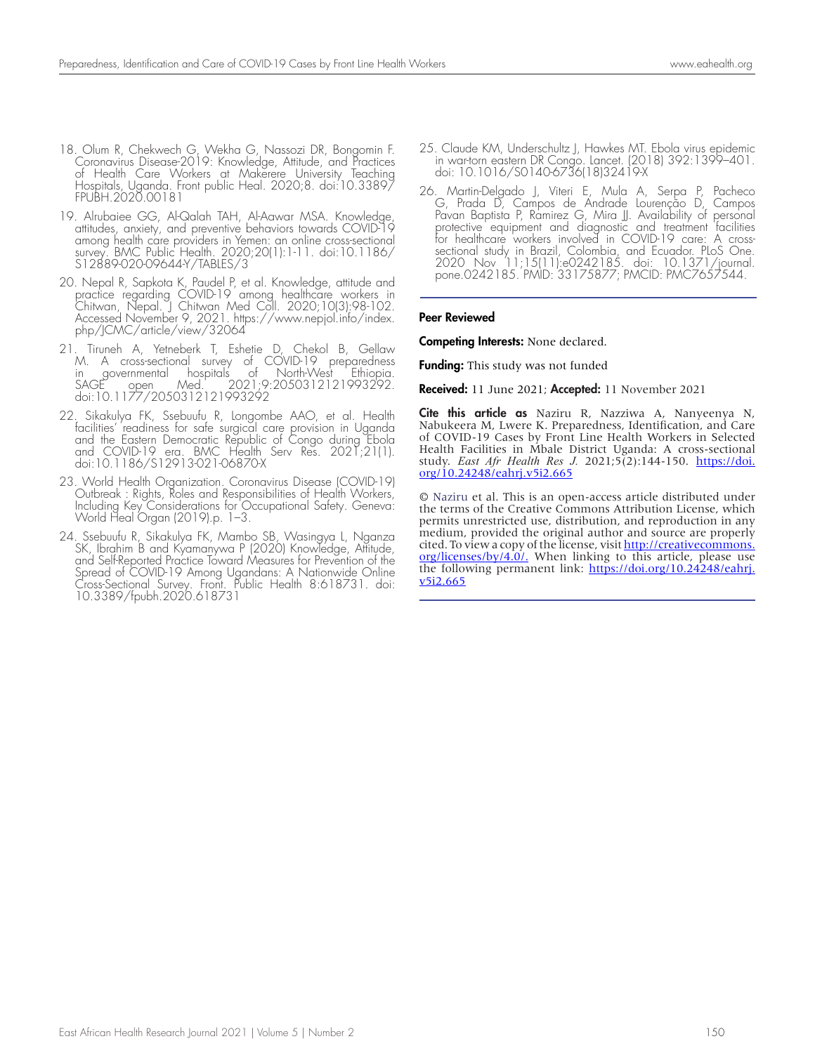18. Olum R, Chekwech G, Wekha G, Nassozi DR, Bongomin F. Coronavirus Disease-2019: Knowledge, Attitude, and Practices of Health Care Workers at Makerere University Teaching Hospitals, Uganda. Front public Heal. 2020;8. doi:10.3389/FPUBH.2020.00181

19. Alrubaiee GG, Al-Qalah TAH, Al-Aawar MSA. Knowledge, attitudes, anxiety, and preventive behaviors towards COVID-19 among health care providers in Yemen: an online cross-sectional survey. BMC Public Health. 2020;20(1):1-11. doi:10.1186/S12889-020-09644-Y/TABLES/3

20. Nepal R, Sapkota K, Paudel P, et al. Knowledge, attitude and practice regarding COVID-19 among healthcare workers in Chitwan, Nepal. J Chitwan Med Coll. 2020;10(3):98-102. Accessed November 9, 2021. https://www.nepjol.info/index.php/JCMC/article/view/32064

21. Tiruneh A, Yetneberk T, Eshetie D, Chekol B, Gellaw M. A cross-sectional survey of COVID-19 preparedness in governmental hospitals of North-West Ethiopia. SAGE open Med. 2021;9:2050312121993292. doi:10.1177/2050312121993292

22. Sikakulya FK, Ssebuufu R, Longombe AAO, et al. Health facilities' readiness for safe surgical care provision in Uganda and the Eastern Democratic Republic of Congo during Ebola and COVID-19 era. BMC Health Serv Res. 2021;21(1). doi:10.1186/S12913-021-06870-X

23. World Health Organization. Coronavirus Disease (COVID-19) Outbreak : Rights, Roles and Responsibilities of Health Workers, Including Key Considerations for Occupational Safety. Geneva: World Heal Organ (2019).p. 1–3.

24. Ssebuufu R, Sikakulya FK, Mambo SB, Wasingya L, Nganza SK, Ibrahim B and Kyamanywa P (2020) Knowledge, Attitude, and Self-Reported Practice Toward Measures for Prevention of the Spread of COVID-19 Among Ugandans: A Nationwide Online Cross-Sectional Survey. Front. Public Health 8:618731. doi: 10.3389/fpubh.2020.618731

25. Claude KM, Underschultz J, Hawkes MT. Ebola virus epidemic in war-torn eastern DR Congo. Lancet. (2018) 392:1399–401. doi: 10.1016/S0140-6736(18)32419-X

26. Martin-Delgado J, Viteri E, Mula A, Serpa P, Pacheco G, Prada D, Campos de Andrade Lourenção D, Campos Pavan Baptista P, Ramirez G, Mira JJ. Availability of personal protective equipment and diagnostic and treatment facilities for healthcare workers involved in COVID-19 care: A cross-sectional study in Brazil, Colombia, and Ecuador. PLoS One. 2020 Nov 11;15(11):e0242185. doi: 10.1371/journal.pone.0242185. PMID: 33175877; PMCID: PMC7657544.

**Peer Reviewed**

**Competing Interests:** None declared.

**Funding:** This study was not funded

**Received:** 11 June 2021; **Accepted:** 11 November 2021

**Cite this article as** Naziru R, Nazziwa A, Nanyeenya N, Nabukeera M, Lwere K. Preparedness, Identification, and Care of COVID-19 Cases by Front Line Health Workers in Selected Health Facilities in Mbale District Uganda: A cross-sectional study. *East Afr Health Res J.* 2021;5(2):144-150. https://doi.org/10.24248/eahrj.v5i2.665

© Naziru et al. This is an open-access article distributed under the terms of the Creative Commons Attribution License, which permits unrestricted use, distribution, and reproduction in any medium, provided the original author and source are properly cited. To view a copy of the license, visit http://creativecommons.org/licenses/by/4.0/. When linking to this article, please use the following permanent link: https://doi.org/10.24248/eahrj.v5i2.665